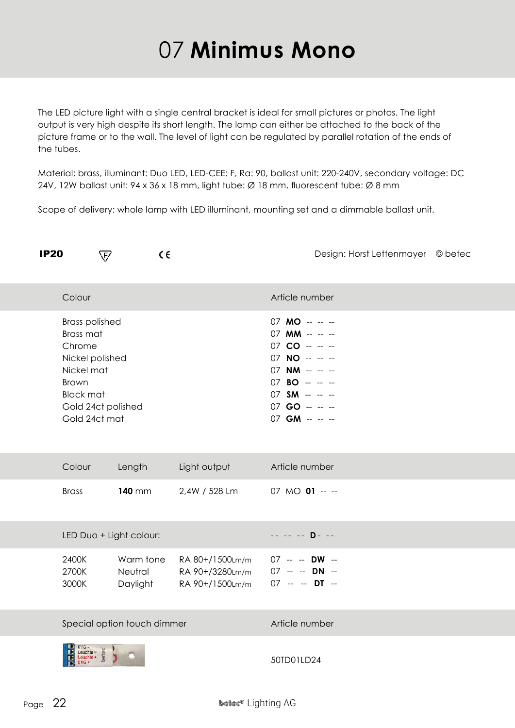# 07 **Minimus Mono**

The LED picture light with a single central bracket is ideal for small pictures or photos. The light output is very high despite its short length. The lamp can either be attached to the back of the picture frame or to the wall. The level of light can be regulated by parallel rotation of the ends of the tubes.

Material: brass, illuminant: Duo LED, LED-CEE: F, Ra: 90, ballast unit: 220-240V, secondary voltage: DC 24V, 12W ballast unit: 94 x 36 x 18 mm, light tube: Ø 18 mm, fluorescent tube: Ø 8 mm

Scope of delivery: whole lamp with LED illuminant, mounting set and a dimmable ballast unit.

**IP20** F CE    Design: Horst Lettenmayer © betec

| Colour | Article number |
|---|---|
| Brass polished | 07 **MO** -- -- -- |
| Brass mat | 07 **MM** -- -- -- |
| Chrome | 07 **CO** -- -- -- |
| Nickel polished | 07 **NO** -- -- -- |
| Nickel mat | 07 **NM** -- -- -- |
| Brown | 07 **BO** -- -- -- |
| Black mat | 07 **SM** -- -- -- |
| Gold 24ct polished | 07 **GO** -- -- -- |
| Gold 24ct mat | 07 **GM** -- -- -- |

| Colour | Length | Light output | Article number |
|---|---|---|---|
| Brass | **140** mm | 2,4W / 528 Lm | 07 MO **01** -- -- |

| LED Duo + Light colour: | | | -- -- -- **D** - -- |
|---|---|---|---|
| 2400K | Warm tone | RA 80+/1500Lm/m | 07 -- -- **DW** -- |
| 2700K | Neutral | RA 90+/3280Lm/m | 07 -- -- **DN** -- |
| 3000K | Daylight | RA 90+/1500Lm/m | 07 -- -- **DT** -- |

| Special option touch dimmer | Article number |
|---|---|
| | 50TD01LD24 |

betec® Lighting AG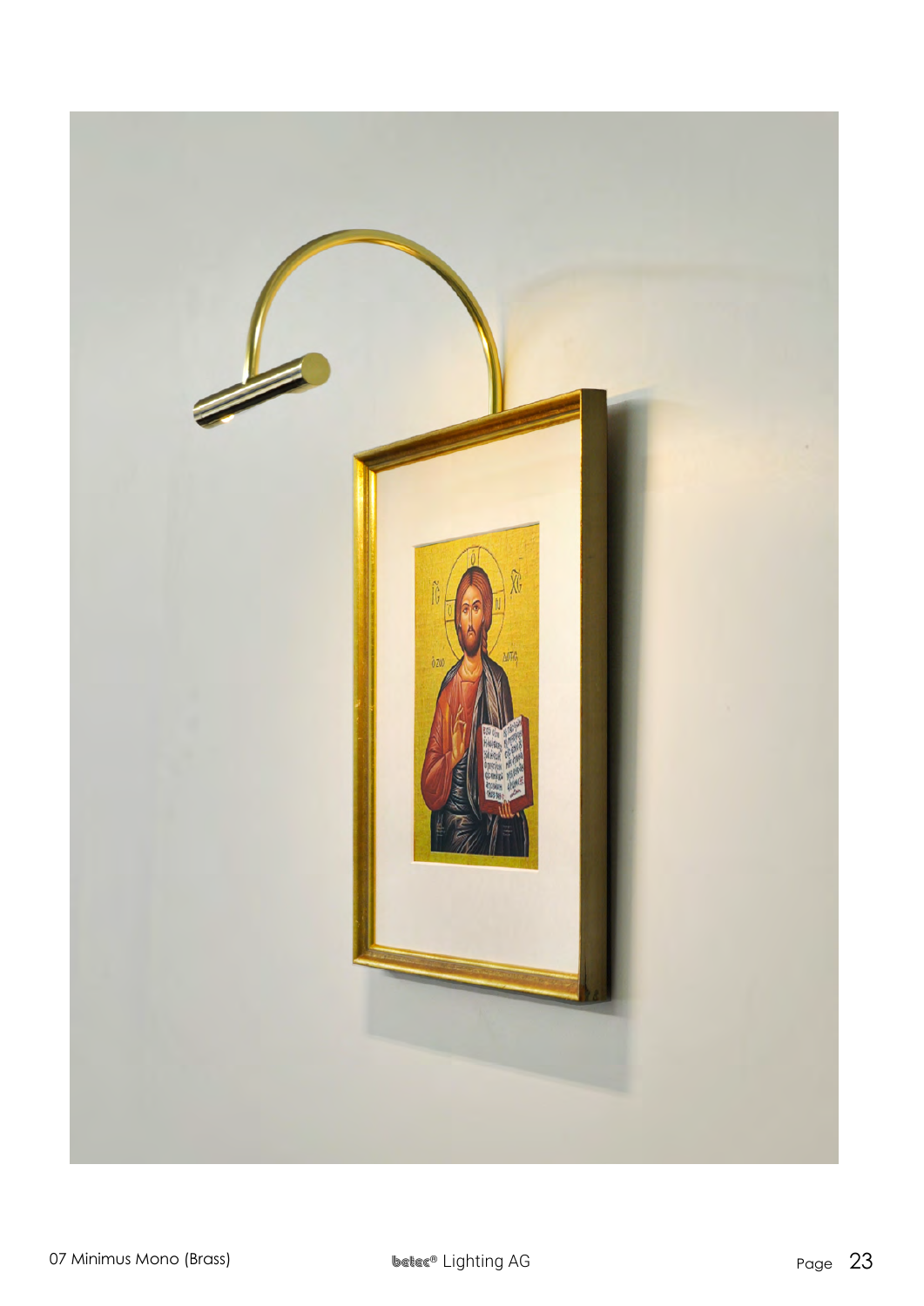07 Minimus Mono (Brass)